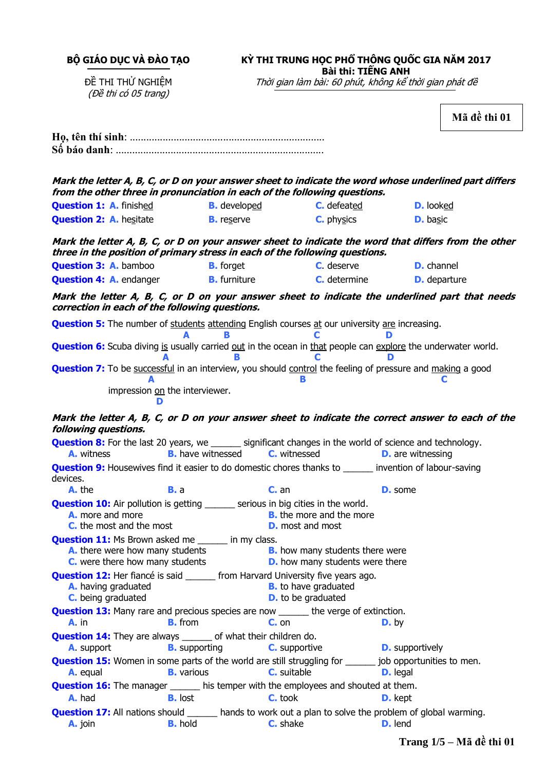**BỘ GIÁO DỤC VÀ ĐÀO TẠO**

ĐỀ THI THỬ NGHIỆM
*(Đề thi có 05 trang)*

**KỲ THI TRUNG HỌC PHỔ THÔNG QUỐC GIA NĂM 2017**
**Bài thi: TIẾNG ANH**
*Thời gian làm bài: 60 phút, không kể thời gian phát đề*

**Mã đề thi 01**

**Họ, tên thí sinh**: .......................................................................
**Số báo danh**: ...........................................................................

***Mark the letter A, B, C, or D on your answer sheet to indicate the word whose underlined part differs from the other three in pronunciation in each of the following questions.***

**Question 1:** **A.** finish<u>ed</u> **B.** develop<u>ed</u> **C.** defeat<u>ed</u> **D.** look<u>ed</u>

**Question 2:** **A.** he<u>s</u>itate **B.** re<u>s</u>erve **C.** phy<u>s</u>ics **D.** ba<u>s</u>ic

***Mark the letter A, B, C, or D on your answer sheet to indicate the word that differs from the other three in the position of primary stress in each of the following questions.***

**Question 3:** **A.** bamboo **B.** forget **C.** deserve **D.** channel

**Question 4:** **A.** endanger **B.** furniture **C.** determine **D.** departure

***Mark the letter A, B, C, or D on your answer sheet to indicate the underlined part that needs correction in each of the following questions.***

**Question 5:** The number of <u>students</u> (A) <u>attending</u> (B) English courses <u>at</u> (C) our university <u>are</u> (D) increasing.

**Question 6:** Scuba diving <u>is</u> (A) usually carried <u>out</u> (B) in the ocean in <u>that</u> (C) people can <u>explore</u> (D) the underwater world.

**Question 7:** To be <u>successful</u> (A) in an interview, you should <u>control</u> (B) the feeling of pressure and <u>making</u> (C) a good impression <u>on</u> (D) the interviewer.

***Mark the letter A, B, C, or D on your answer sheet to indicate the correct answer to each of the following questions.***

**Question 8:** For the last 20 years, we ______ significant changes in the world of science and technology.
**A.** witness **B.** have witnessed **C.** witnessed **D.** are witnessing

**Question 9:** Housewives find it easier to do domestic chores thanks to ______ invention of labour-saving devices.
**A.** the **B.** a **C.** an **D.** some

**Question 10:** Air pollution is getting ______ serious in big cities in the world.
**A.** more and more **B.** the more and the more
**C.** the most and the most **D.** most and most

**Question 11:** Ms Brown asked me ______ in my class.
**A.** there were how many students **B.** how many students there were
**C.** were there how many students **D.** how many students were there

**Question 12:** Her fiancé is said ______ from Harvard University five years ago.
**A.** having graduated **B.** to have graduated
**C.** being graduated **D.** to be graduated

**Question 13:** Many rare and precious species are now ______ the verge of extinction.
**A.** in **B.** from **C.** on **D.** by

**Question 14:** They are always ______ of what their children do.
**A.** support **B.** supporting **C.** supportive **D.** supportively

**Question 15:** Women in some parts of the world are still struggling for ______ job opportunities to men.
**A.** equal **B.** various **C.** suitable **D.** legal

**Question 16:** The manager ______ his temper with the employees and shouted at them.
**A.** had **B.** lost **C.** took **D.** kept

**Question 17:** All nations should ______ hands to work out a plan to solve the problem of global warming.
**A.** join **B.** hold **C.** shake **D.** lend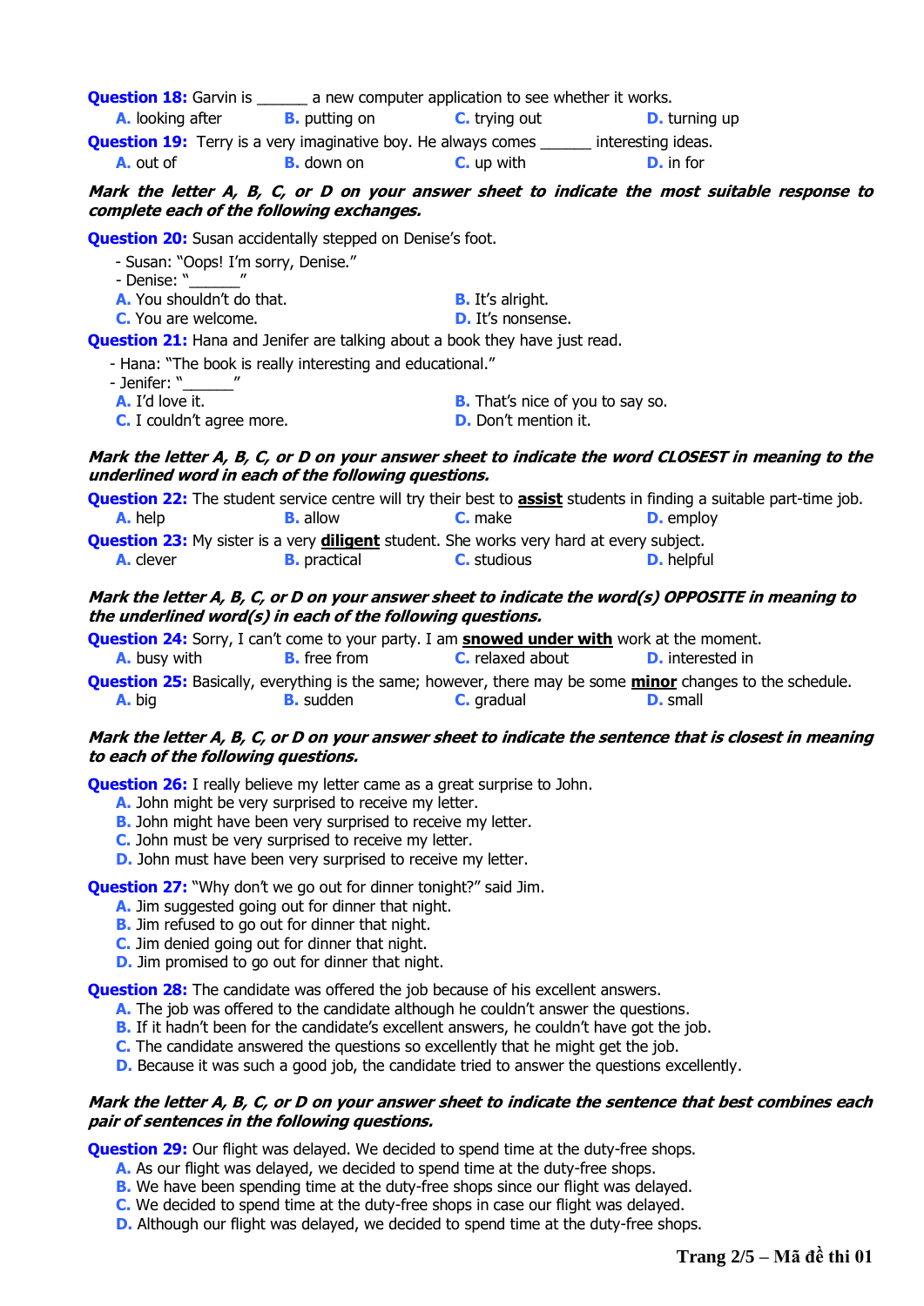**Question 18:** Garvin is ______ a new computer application to see whether it works.

**A.** looking after **B.** putting on **C.** trying out **D.** turning up

**Question 19:** Terry is a very imaginative boy. He always comes ______ interesting ideas.

**A.** out of **B.** down on **C.** up with **D.** in for

***Mark the letter A, B, C, or D on your answer sheet to indicate the most suitable response to complete each of the following exchanges.***

**Question 20:** Susan accidentally stepped on Denise's foot.

- Susan: "Oops! I'm sorry, Denise."
- Denise: "______"

**A.** You shouldn't do that. **B.** It's alright.

**C.** You are welcome. **D.** It's nonsense.

**Question 21:** Hana and Jenifer are talking about a book they have just read.

- Hana: "The book is really interesting and educational."
- Jenifer: "______"

**A.** I'd love it. **B.** That's nice of you to say so.

**C.** I couldn't agree more. **D.** Don't mention it.

***Mark the letter A, B, C, or D on your answer sheet to indicate the word CLOSEST in meaning to the underlined word in each of the following questions.***

**Question 22:** The student service centre will try their best to <u>**assist**</u> students in finding a suitable part-time job.

**A.** help **B.** allow **C.** make **D.** employ

**Question 23:** My sister is a very <u>**diligent**</u> student. She works very hard at every subject.

**A.** clever **B.** practical **C.** studious **D.** helpful

***Mark the letter A, B, C, or D on your answer sheet to indicate the word(s) OPPOSITE in meaning to the underlined word(s) in each of the following questions.***

**Question 24:** Sorry, I can't come to your party. I am <u>**snowed under with**</u> work at the moment.

**A.** busy with **B.** free from **C.** relaxed about **D.** interested in

**Question 25:** Basically, everything is the same; however, there may be some <u>**minor**</u> changes to the schedule.

**A.** big **B.** sudden **C.** gradual **D.** small

***Mark the letter A, B, C, or D on your answer sheet to indicate the sentence that is closest in meaning to each of the following questions.***

**Question 26:** I really believe my letter came as a great surprise to John.

**A.** John might be very surprised to receive my letter.

**B.** John might have been very surprised to receive my letter.

**C.** John must be very surprised to receive my letter.

**D.** John must have been very surprised to receive my letter.

**Question 27:** "Why don't we go out for dinner tonight?" said Jim.

**A.** Jim suggested going out for dinner that night.

**B.** Jim refused to go out for dinner that night.

**C.** Jim denied going out for dinner that night.

**D.** Jim promised to go out for dinner that night.

**Question 28:** The candidate was offered the job because of his excellent answers.

**A.** The job was offered to the candidate although he couldn't answer the questions.

**B.** If it hadn't been for the candidate's excellent answers, he couldn't have got the job.

**C.** The candidate answered the questions so excellently that he might get the job.

**D.** Because it was such a good job, the candidate tried to answer the questions excellently.

***Mark the letter A, B, C, or D on your answer sheet to indicate the sentence that best combines each pair of sentences in the following questions.***

**Question 29:** Our flight was delayed. We decided to spend time at the duty-free shops.

**A.** As our flight was delayed, we decided to spend time at the duty-free shops.

**B.** We have been spending time at the duty-free shops since our flight was delayed.

**C.** We decided to spend time at the duty-free shops in case our flight was delayed.

**D.** Although our flight was delayed, we decided to spend time at the duty-free shops.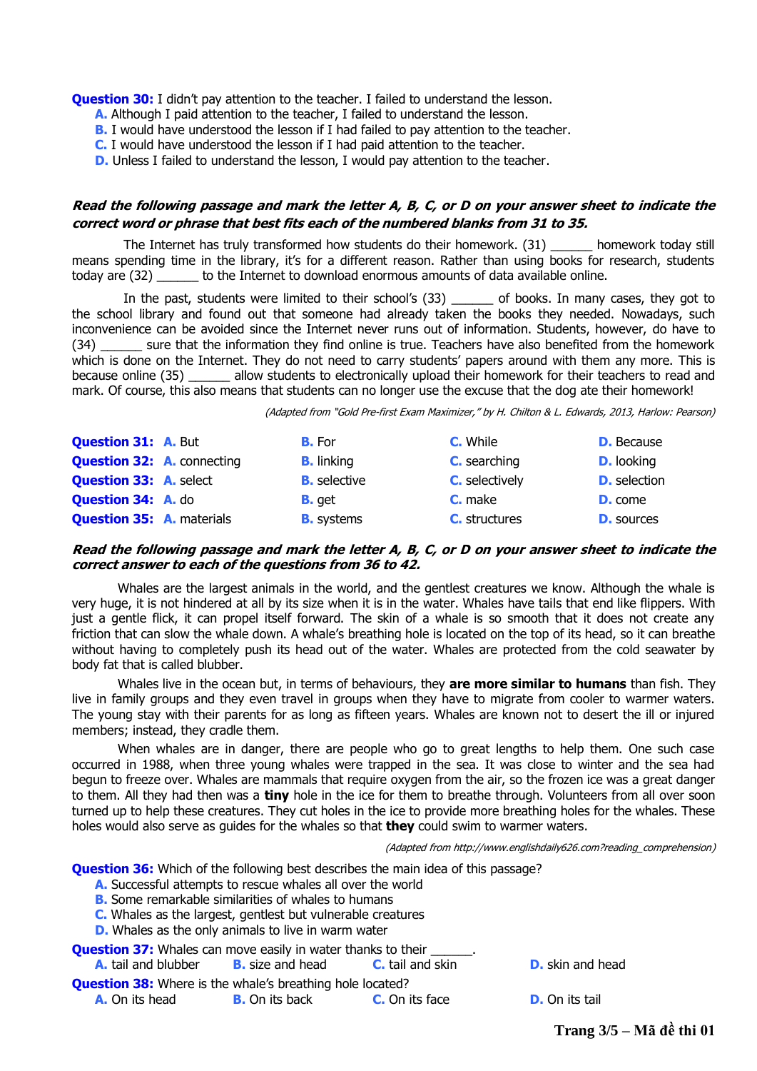**Question 30:** I didn't pay attention to the teacher. I failed to understand the lesson.

**A.** Although I paid attention to the teacher, I failed to understand the lesson.
**B.** I would have understood the lesson if I had failed to pay attention to the teacher.
**C.** I would have understood the lesson if I had paid attention to the teacher.
**D.** Unless I failed to understand the lesson, I would pay attention to the teacher.

***Read the following passage and mark the letter A, B, C, or D on your answer sheet to indicate the correct word or phrase that best fits each of the numbered blanks from 31 to 35.***

The Internet has truly transformed how students do their homework. (31) ______ homework today still means spending time in the library, it's for a different reason. Rather than using books for research, students today are (32) ______ to the Internet to download enormous amounts of data available online.

In the past, students were limited to their school's (33) ______ of books. In many cases, they got to the school library and found out that someone had already taken the books they needed. Nowadays, such inconvenience can be avoided since the Internet never runs out of information. Students, however, do have to (34) ______ sure that the information they find online is true. Teachers have also benefited from the homework which is done on the Internet. They do not need to carry students' papers around with them any more. This is because online (35) ______ allow students to electronically upload their homework for their teachers to read and mark. Of course, this also means that students can no longer use the excuse that the dog ate their homework!

*(Adapted from "Gold Pre-first Exam Maximizer," by H. Chilton & L. Edwards, 2013, Harlow: Pearson)*

**Question 31:** **A.** But **B.** For **C.** While **D.** Because
**Question 32:** **A.** connecting **B.** linking **C.** searching **D.** looking
**Question 33:** **A.** select **B.** selective **C.** selectively **D.** selection
**Question 34:** **A.** do **B.** get **C.** make **D.** come
**Question 35:** **A.** materials **B.** systems **C.** structures **D.** sources

***Read the following passage and mark the letter A, B, C, or D on your answer sheet to indicate the correct answer to each of the questions from 36 to 42.***

Whales are the largest animals in the world, and the gentlest creatures we know. Although the whale is very huge, it is not hindered at all by its size when it is in the water. Whales have tails that end like flippers. With just a gentle flick, it can propel itself forward. The skin of a whale is so smooth that it does not create any friction that can slow the whale down. A whale's breathing hole is located on the top of its head, so it can breathe without having to completely push its head out of the water. Whales are protected from the cold seawater by body fat that is called blubber.

Whales live in the ocean but, in terms of behaviours, they **are more similar to humans** than fish. They live in family groups and they even travel in groups when they have to migrate from cooler to warmer waters. The young stay with their parents for as long as fifteen years. Whales are known not to desert the ill or injured members; instead, they cradle them.

When whales are in danger, there are people who go to great lengths to help them. One such case occurred in 1988, when three young whales were trapped in the sea. It was close to winter and the sea had begun to freeze over. Whales are mammals that require oxygen from the air, so the frozen ice was a great danger to them. All they had then was a **tiny** hole in the ice for them to breathe through. Volunteers from all over soon turned up to help these creatures. They cut holes in the ice to provide more breathing holes for the whales. These holes would also serve as guides for the whales so that **they** could swim to warmer waters.

*(Adapted from http://www.englishdaily626.com?reading_comprehension)*

**Question 36:** Which of the following best describes the main idea of this passage?

**A.** Successful attempts to rescue whales all over the world
**B.** Some remarkable similarities of whales to humans
**C.** Whales as the largest, gentlest but vulnerable creatures
**D.** Whales as the only animals to live in warm water

**Question 37:** Whales can move easily in water thanks to their ______.

**A.** tail and blubber **B.** size and head **C.** tail and skin **D.** skin and head

**Question 38:** Where is the whale's breathing hole located?

**A.** On its head **B.** On its back **C.** On its face **D.** On its tail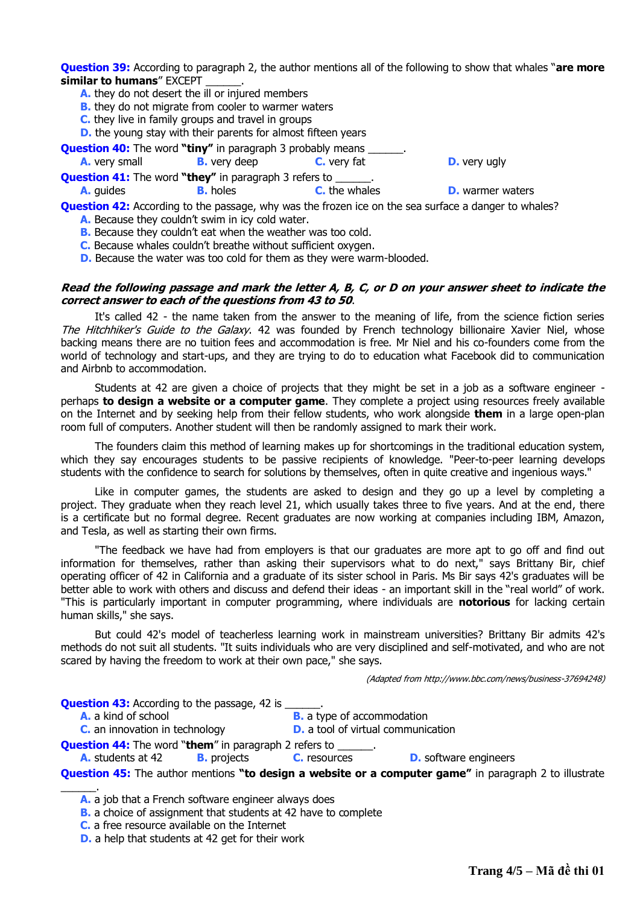**Question 39:** According to paragraph 2, the author mentions all of the following to show that whales "**are more similar to humans**" EXCEPT ______.

- **A.** they do not desert the ill or injured members
- **B.** they do not migrate from cooler to warmer waters
- **C.** they live in family groups and travel in groups
- **D.** the young stay with their parents for almost fifteen years

**Question 40:** The word **"tiny"** in paragraph 3 probably means ______.

**A.** very small **B.** very deep **C.** very fat **D.** very ugly

**Question 41:** The word **"they"** in paragraph 3 refers to ______.

**A.** guides **B.** holes **C.** the whales **D.** warmer waters

**Question 42:** According to the passage, why was the frozen ice on the sea surface a danger to whales?

- **A.** Because they couldn't swim in icy cold water.
- **B.** Because they couldn't eat when the weather was too cold.
- **C.** Because whales couldn't breathe without sufficient oxygen.
- **D.** Because the water was too cold for them as they were warm-blooded.

***Read the following passage and mark the letter A, B, C, or D on your answer sheet to indicate the correct answer to each of the questions from 43 to 50.***

It's called 42 - the name taken from the answer to the meaning of life, from the science fiction series *The Hitchhiker's Guide to the Galaxy*. 42 was founded by French technology billionaire Xavier Niel, whose backing means there are no tuition fees and accommodation is free. Mr Niel and his co-founders come from the world of technology and start-ups, and they are trying to do to education what Facebook did to communication and Airbnb to accommodation.

Students at 42 are given a choice of projects that they might be set in a job as a software engineer - perhaps **to design a website or a computer game**. They complete a project using resources freely available on the Internet and by seeking help from their fellow students, who work alongside **them** in a large open-plan room full of computers. Another student will then be randomly assigned to mark their work.

The founders claim this method of learning makes up for shortcomings in the traditional education system, which they say encourages students to be passive recipients of knowledge. "Peer-to-peer learning develops students with the confidence to search for solutions by themselves, often in quite creative and ingenious ways."

Like in computer games, the students are asked to design and they go up a level by completing a project. They graduate when they reach level 21, which usually takes three to five years. And at the end, there is a certificate but no formal degree. Recent graduates are now working at companies including IBM, Amazon, and Tesla, as well as starting their own firms.

"The feedback we have had from employers is that our graduates are more apt to go off and find out information for themselves, rather than asking their supervisors what to do next," says Brittany Bir, chief operating officer of 42 in California and a graduate of its sister school in Paris. Ms Bir says 42's graduates will be better able to work with others and discuss and defend their ideas - an important skill in the "real world" of work. "This is particularly important in computer programming, where individuals are **notorious** for lacking certain human skills," she says.

But could 42's model of teacherless learning work in mainstream universities? Brittany Bir admits 42's methods do not suit all students. "It suits individuals who are very disciplined and self-motivated, and who are not scared by having the freedom to work at their own pace," she says.

*(Adapted from http://www.bbc.com/news/business-37694248)*

**Question 43:** According to the passage, 42 is ______.

- **A.** a kind of school
- **B.** a type of accommodation
- **C.** an innovation in technology
- **D.** a tool of virtual communication

**Question 44:** The word "**them**" in paragraph 2 refers to ______.

**A.** students at 42 **B.** projects **C.** resources **D.** software engineers

**Question 45:** The author mentions **"to design a website or a computer game"** in paragraph 2 to illustrate ______.

- **A.** a job that a French software engineer always does
- **B.** a choice of assignment that students at 42 have to complete
- **C.** a free resource available on the Internet
- **D.** a help that students at 42 get for their work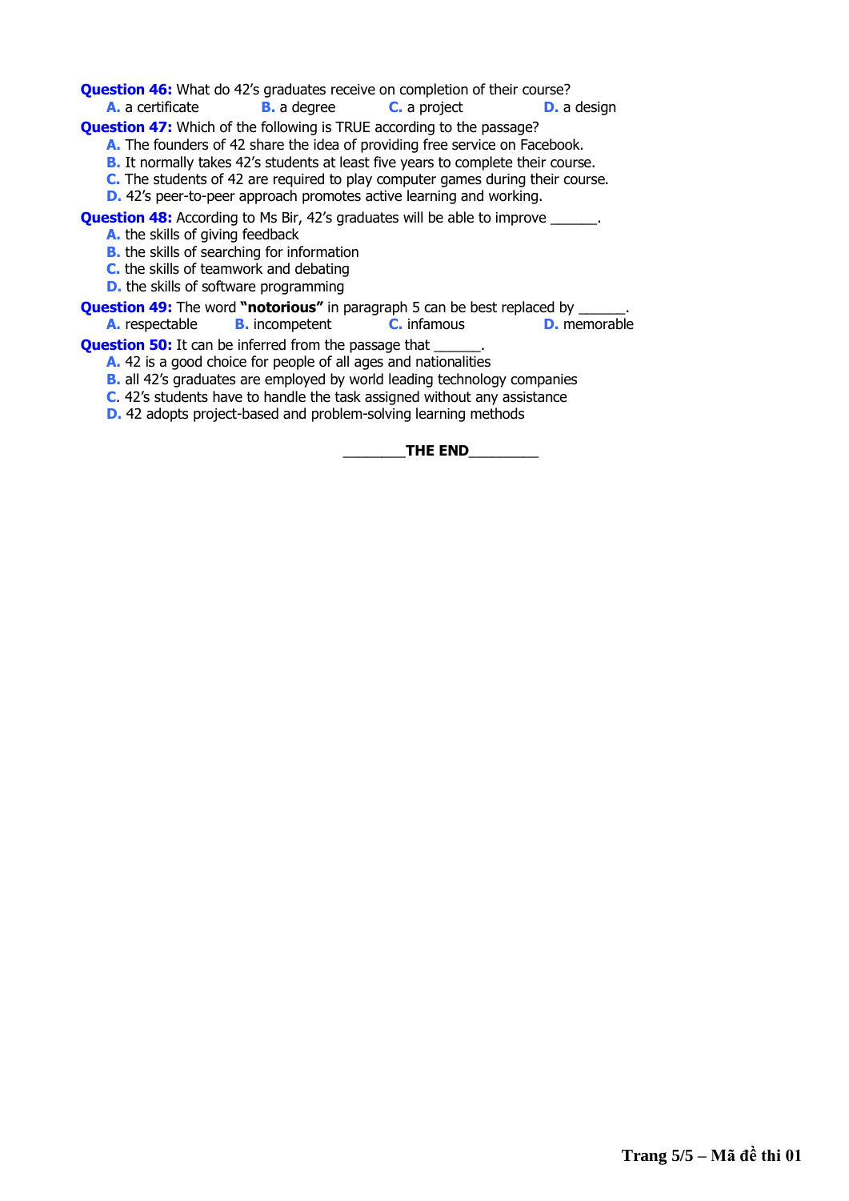**Question 46:** What do 42's graduates receive on completion of their course?

A. a certificate B. a degree C. a project D. a design

**Question 47:** Which of the following is TRUE according to the passage?

A. The founders of 42 share the idea of providing free service on Facebook.
B. It normally takes 42's students at least five years to complete their course.
C. The students of 42 are required to play computer games during their course.
D. 42's peer-to-peer approach promotes active learning and working.

**Question 48:** According to Ms Bir, 42's graduates will be able to improve ______.

A. the skills of giving feedback
B. the skills of searching for information
C. the skills of teamwork and debating
D. the skills of software programming

**Question 49:** The word **"notorious"** in paragraph 5 can be best replaced by ______.

A. respectable B. incompetent C. infamous D. memorable

**Question 50:** It can be inferred from the passage that ______.

A. 42 is a good choice for people of all ages and nationalities
B. all 42's graduates are employed by world leading technology companies
C. 42's students have to handle the task assigned without any assistance
D. 42 adopts project-based and problem-solving learning methods

________**THE END**________